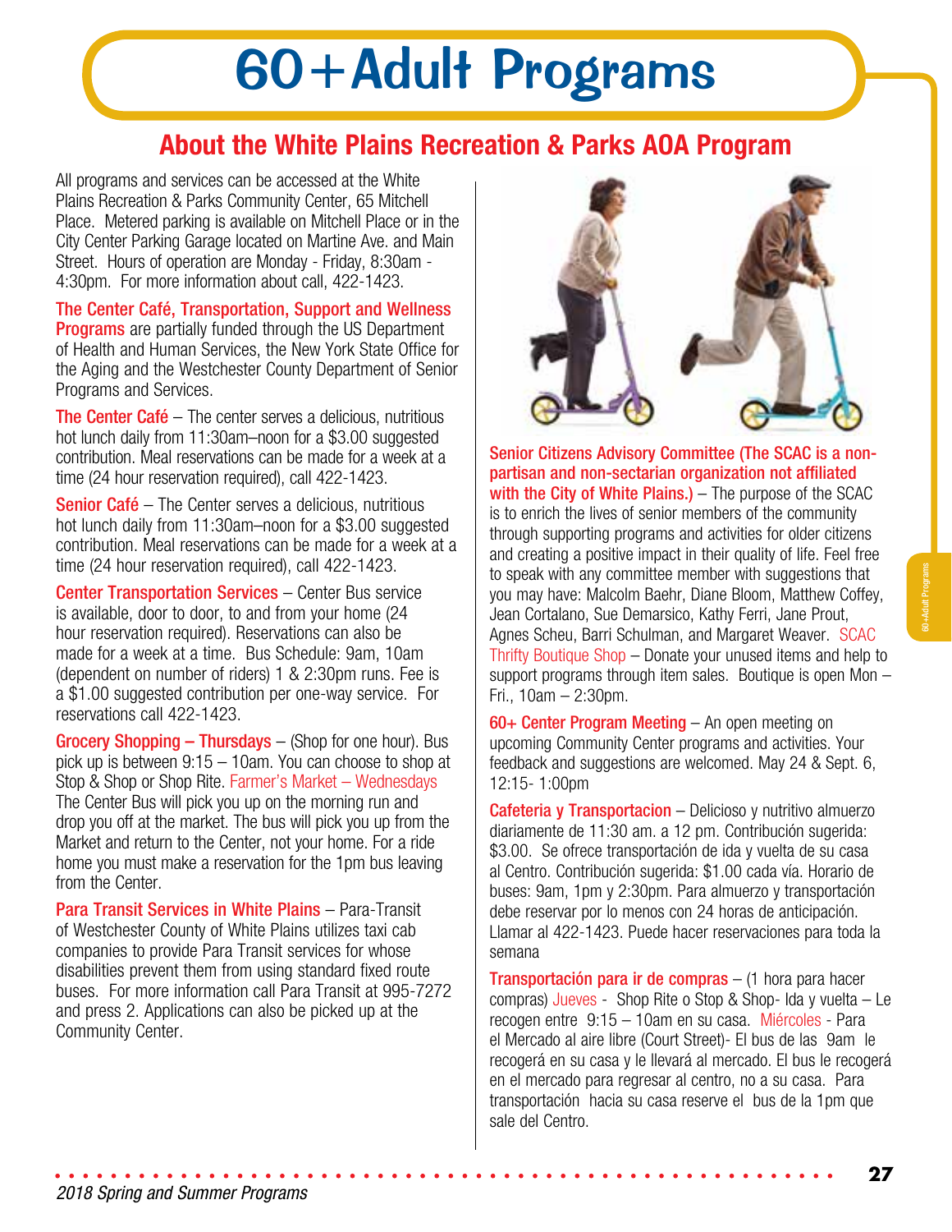# 60+Adult Programs

## About the White Plains Recreation & Parks AOA Program

All programs and services can be accessed at the White Plains Recreation & Parks Community Center, 65 Mitchell Place. Metered parking is available on Mitchell Place or in the City Center Parking Garage located on Martine Ave. and Main Street. Hours of operation are Monday - Friday, 8:30am - 4:30pm. For more information about call, 422-1423.

**The Center Café, Transportation, Support and Wellness Programs** are partially funded through the US Department of Health and Human Services, the New York State Office for the Aging and the Westchester County Department of Senior Programs and Services.

**The Center Café** – The center serves a delicious, nutritious hot lunch daily from 11:30am–noon for a $3.00 suggested contribution. Meal reservations can be made for a week at a time (24 hour reservation required), call 422-1423.

**Senior Café** – The Center serves a delicious, nutritious hot lunch daily from 11:30am–noon for a $3.00 suggested contribution. Meal reservations can be made for a week at a time (24 hour reservation required), call 422-1423.

**Center Transportation Services** – Center Bus service is available, door to door, to and from your home (24 hour reservation required). Reservations can also be made for a week at a time. Bus Schedule: 9am, 10am (dependent on number of riders) 1 & 2:30pm runs. Fee is a $1.00 suggested contribution per one-way service. For reservations call 422-1423.

**Grocery Shopping – Thursdays** – (Shop for one hour). Bus pick up is between 9:15 – 10am. You can choose to shop at Stop & Shop or Shop Rite. Farmer's Market – Wednesdays The Center Bus will pick you up on the morning run and drop you off at the market. The bus will pick you up from the Market and return to the Center, not your home. For a ride home you must make a reservation for the 1pm bus leaving from the Center.

**Para Transit Services in White Plains** – Para-Transit of Westchester County of White Plains utilizes taxi cab companies to provide Para Transit services for whose disabilities prevent them from using standard fixed route buses. For more information call Para Transit at 995-7272 and press 2. Applications can also be picked up at the Community Center.

**Senior Citizens Advisory Committee (The SCAC is a non-partisan and non-sectarian organization not affiliated with the City of White Plains.)** – The purpose of the SCAC is to enrich the lives of senior members of the community through supporting programs and activities for older citizens and creating a positive impact in their quality of life. Feel free to speak with any committee member with suggestions that you may have: Malcolm Baehr, Diane Bloom, Matthew Coffey, Jean Cortalano, Sue Demarsico, Kathy Ferri, Jane Prout, Agnes Scheu, Barri Schulman, and Margaret Weaver. SCAC Thrifty Boutique Shop – Donate your unused items and help to support programs through item sales. Boutique is open Mon – Fri., 10am – 2:30pm.

**60+ Center Program Meeting** – An open meeting on upcoming Community Center programs and activities. Your feedback and suggestions are welcomed. May 24 & Sept. 6, 12:15- 1:00pm

**Cafeteria y Transportacion** – Delicioso y nutritivo almuerzo diariamente de 11:30 am. a 12 pm. Contribución sugerida: $3.00. Se ofrece transportación de ida y vuelta de su casa al Centro. Contribución sugerida: $1.00 cada vía. Horario de buses: 9am, 1pm y 2:30pm. Para almuerzo y transportación debe reservar por lo menos con 24 horas de anticipación. Llamar al 422-1423. Puede hacer reservaciones para toda la semana

**Transportación para ir de compras** – (1 hora para hacer compras) Jueves - Shop Rite o Stop & Shop- Ida y vuelta – Le recogen entre 9:15 – 10am en su casa. Miércoles - Para el Mercado al aire libre (Court Street)- El bus de las 9am le recogerá en su casa y le llevará al mercado. El bus le recogerá en el mercado para regresar al centro, no a su casa. Para transportación hacia su casa reserve el bus de la 1pm que sale del Centro.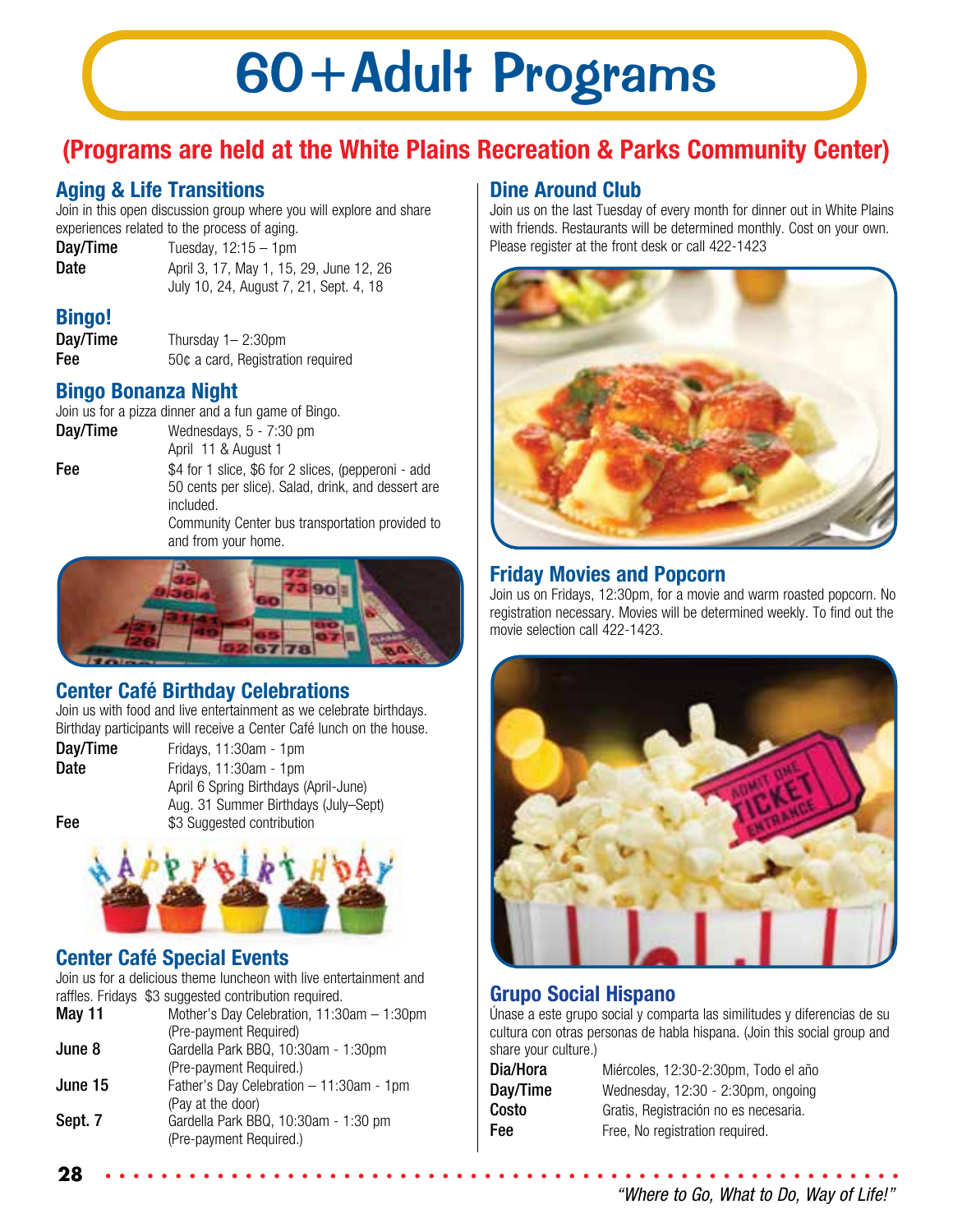# 60+Adult Programs

## (Programs are held at the White Plains Recreation & Parks Community Center)

### Aging & Life Transitions

Join in this open discussion group where you will explore and share experiences related to the process of aging.

**Day/Time** Tuesday, 12:15 – 1pm

**Date** April 3, 17, May 1, 15, 29, June 12, 26 July 10, 24, August 7, 21, Sept. 4, 18

### Bingo!

**Day/Time** Thursday 1– 2:30pm

**Fee** 50¢ a card, Registration required

### Bingo Bonanza Night

Join us for a pizza dinner and a fun game of Bingo.

**Day/Time** Wednesdays, 5 - 7:30 pm
April 11 & August 1

**Fee** $4 for 1 slice, $6 for 2 slices, (pepperoni - add 50 cents per slice). Salad, drink, and dessert are included.
Community Center bus transportation provided to and from your home.

### Center Café Birthday Celebrations

Join us with food and live entertainment as we celebrate birthdays. Birthday participants will receive a Center Café lunch on the house.

**Day/Time** Fridays, 11:30am - 1pm

**Date** Fridays, 11:30am - 1pm
April 6 Spring Birthdays (April-June)
Aug. 31 Summer Birthdays (July–Sept)

**Fee** $3 Suggested contribution

### Center Café Special Events

Join us for a delicious theme luncheon with live entertainment and raffles. Fridays $3 suggested contribution required.

**May 11** Mother's Day Celebration, 11:30am – 1:30pm (Pre-payment Required)

**June 8** Gardella Park BBQ, 10:30am - 1:30pm (Pre-payment Required.)

**June 15** Father's Day Celebration – 11:30am - 1pm (Pay at the door)

**Sept. 7** Gardella Park BBQ, 10:30am - 1:30 pm (Pre-payment Required.)

### Dine Around Club

Join us on the last Tuesday of every month for dinner out in White Plains with friends. Restaurants will be determined monthly. Cost on your own. Please register at the front desk or call 422-1423

### Friday Movies and Popcorn

Join us on Fridays, 12:30pm, for a movie and warm roasted popcorn. No registration necessary. Movies will be determined weekly. To find out the movie selection call 422-1423.

### Grupo Social Hispano

Únase a este grupo social y comparta las similitudes y diferencias de su cultura con otras personas de habla hispana. (Join this social group and share your culture.)

**Dia/Hora** Miércoles, 12:30-2:30pm, Todo el año

**Day/Time** Wednesday, 12:30 - 2:30pm, ongoing

**Costo** Gratis, Registración no es necesaria.

**Fee** Free, No registration required.

*"Where to Go, What to Do, Way of Life!"*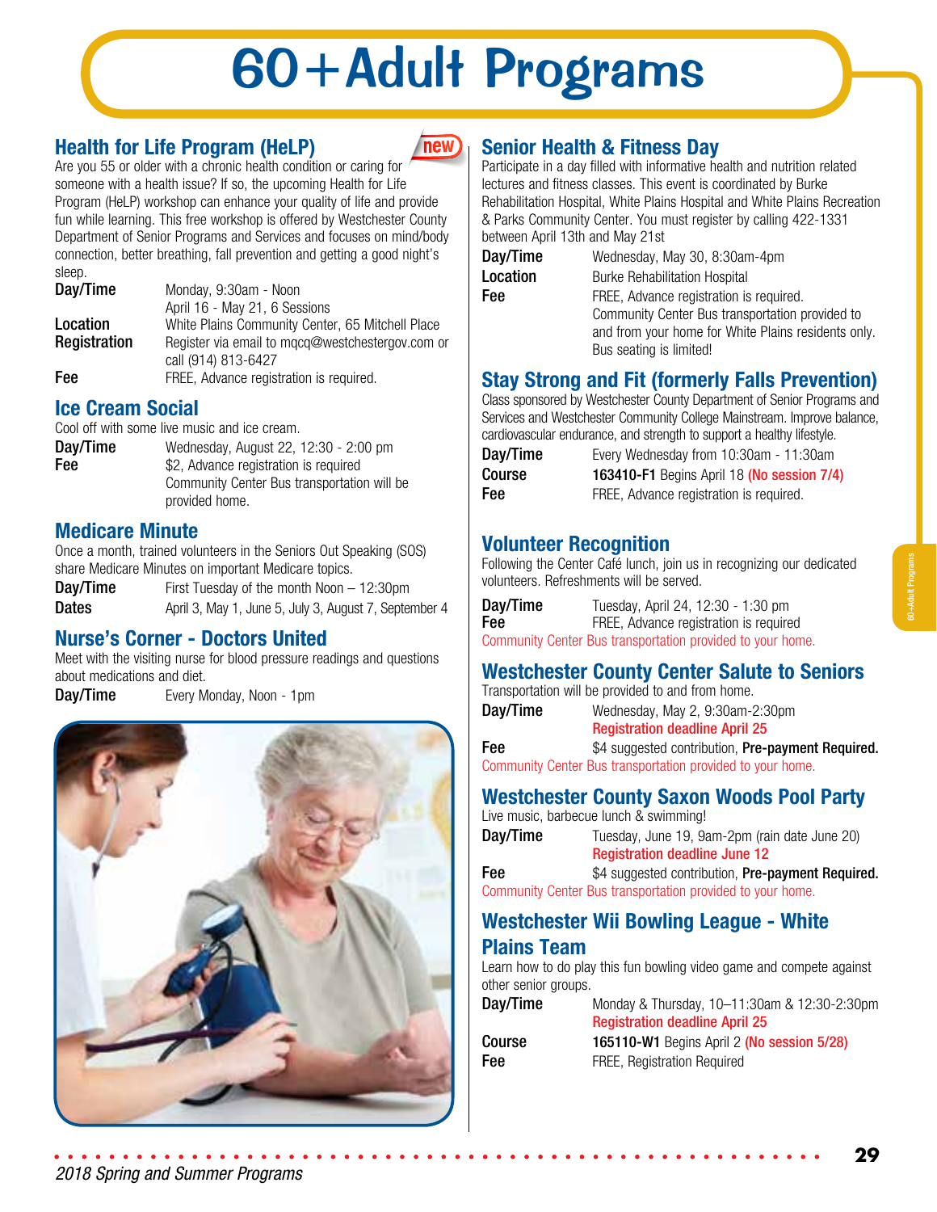# 60+Adult Programs

## Health for Life Program (HeLP)

new

Are you 55 or older with a chronic health condition or caring for someone with a health issue? If so, the upcoming Health for Life Program (HeLP) workshop can enhance your quality of life and provide fun while learning. This free workshop is offered by Westchester County Department of Senior Programs and Services and focuses on mind/body connection, better breathing, fall prevention and getting a good night's sleep.

| | |
|---|---|
| **Day/Time** | Monday, 9:30am - Noon<br>April 16 - May 21, 6 Sessions |
| **Location** | White Plains Community Center, 65 Mitchell Place |
| **Registration** | Register via email to mqcq@westchestergov.com or call (914) 813-6427 |
| **Fee** | FREE, Advance registration is required. |

## Ice Cream Social

Cool off with some live music and ice cream.

| | |
|---|---|
| **Day/Time** | Wednesday, August 22, 12:30 - 2:00 pm |
| **Fee** | $2, Advance registration is required<br>Community Center Bus transportation will be provided home. |

## Medicare Minute

Once a month, trained volunteers in the Seniors Out Speaking (SOS) share Medicare Minutes on important Medicare topics.

| | |
|---|---|
| **Day/Time** | First Tuesday of the month Noon – 12:30pm |
| **Dates** | April 3, May 1, June 5, July 3, August 7, September 4 |

## Nurse's Corner - Doctors United

Meet with the visiting nurse for blood pressure readings and questions about medications and diet.

| | |
|---|---|
| **Day/Time** | Every Monday, Noon - 1pm |

## Senior Health & Fitness Day

Participate in a day filled with informative health and nutrition related lectures and fitness classes. This event is coordinated by Burke Rehabilitation Hospital, White Plains Hospital and White Plains Recreation & Parks Community Center. You must register by calling 422-1331 between April 13th and May 21st

| | |
|---|---|
| **Day/Time** | Wednesday, May 30, 8:30am-4pm |
| **Location** | Burke Rehabilitation Hospital |
| **Fee** | FREE, Advance registration is required.<br>Community Center Bus transportation provided to and from your home for White Plains residents only. Bus seating is limited! |

## Stay Strong and Fit (formerly Falls Prevention)

Class sponsored by Westchester County Department of Senior Programs and Services and Westchester Community College Mainstream. Improve balance, cardiovascular endurance, and strength to support a healthy lifestyle.

| | |
|---|---|
| **Day/Time** | Every Wednesday from 10:30am - 11:30am |
| **Course** | **163410-F1** Begins April 18 (No session 7/4) |
| **Fee** | FREE, Advance registration is required. |

## Volunteer Recognition

Following the Center Café lunch, join us in recognizing our dedicated volunteers. Refreshments will be served.

| | |
|---|---|
| **Day/Time** | Tuesday, April 24, 12:30 - 1:30 pm |
| **Fee** | FREE, Advance registration is required |

Community Center Bus transportation provided to your home.

## Westchester County Center Salute to Seniors

Transportation will be provided to and from home.

| | |
|---|---|
| **Day/Time** | Wednesday, May 2, 9:30am-2:30pm<br>**Registration deadline April 25** |
| **Fee** | $4 suggested contribution, **Pre-payment Required.** |

Community Center Bus transportation provided to your home.

## Westchester County Saxon Woods Pool Party

Live music, barbecue lunch & swimming!

| | |
|---|---|
| **Day/Time** | Tuesday, June 19, 9am-2pm (rain date June 20)<br>**Registration deadline June 12** |
| **Fee** | $4 suggested contribution, **Pre-payment Required.** |

Community Center Bus transportation provided to your home.

## Westchester Wii Bowling League - White Plains Team

Learn how to do play this fun bowling video game and compete against other senior groups.

| | |
|---|---|
| **Day/Time** | Monday & Thursday, 10–11:30am & 12:30-2:30pm<br>**Registration deadline April 25** |
| **Course** | **165110-W1** Begins April 2 (No session 5/28) |
| **Fee** | FREE, Registration Required |

*2018 Spring and Summer Programs*